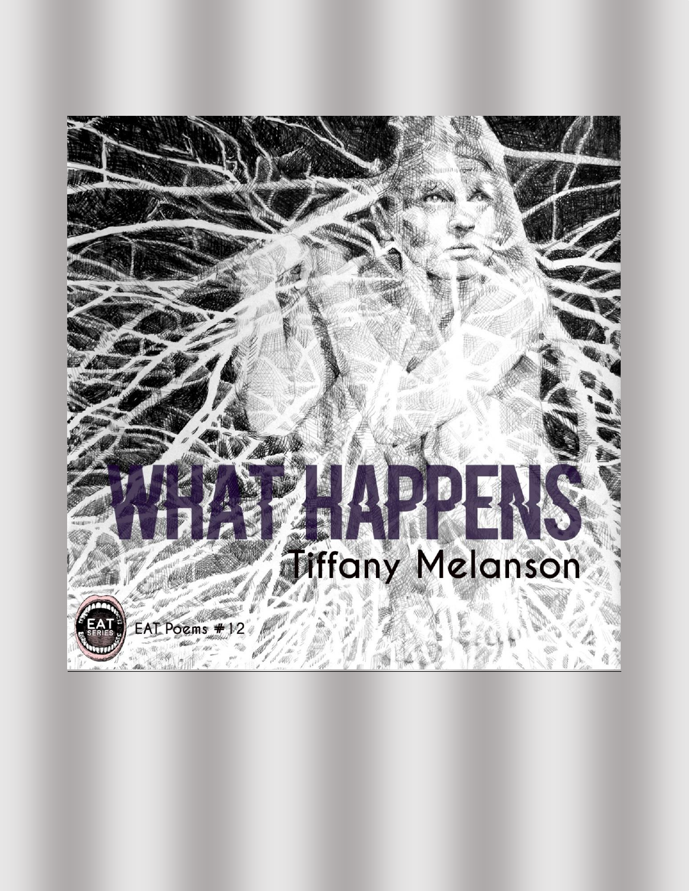# WHAT HAPPENS

## Tiffany Melanson

EAT Poems #12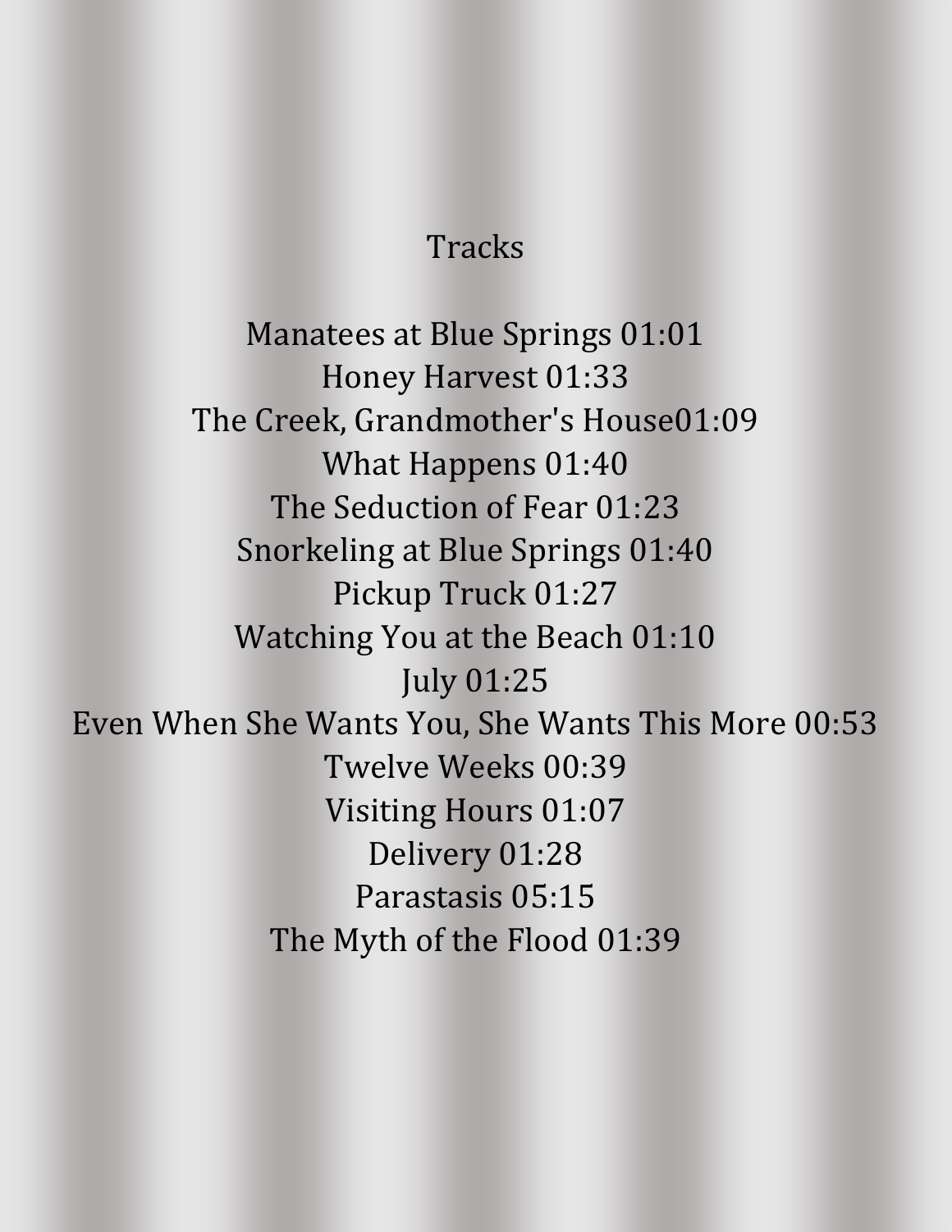# Tracks

Manatees at Blue Springs 01:01
Honey Harvest 01:33
The Creek, Grandmother's House01:09
What Happens 01:40
The Seduction of Fear 01:23
Snorkeling at Blue Springs 01:40
Pickup Truck 01:27
Watching You at the Beach 01:10
July 01:25
Even When She Wants You, She Wants This More 00:53
Twelve Weeks 00:39
Visiting Hours 01:07
Delivery 01:28
Parastasis 05:15
The Myth of the Flood 01:39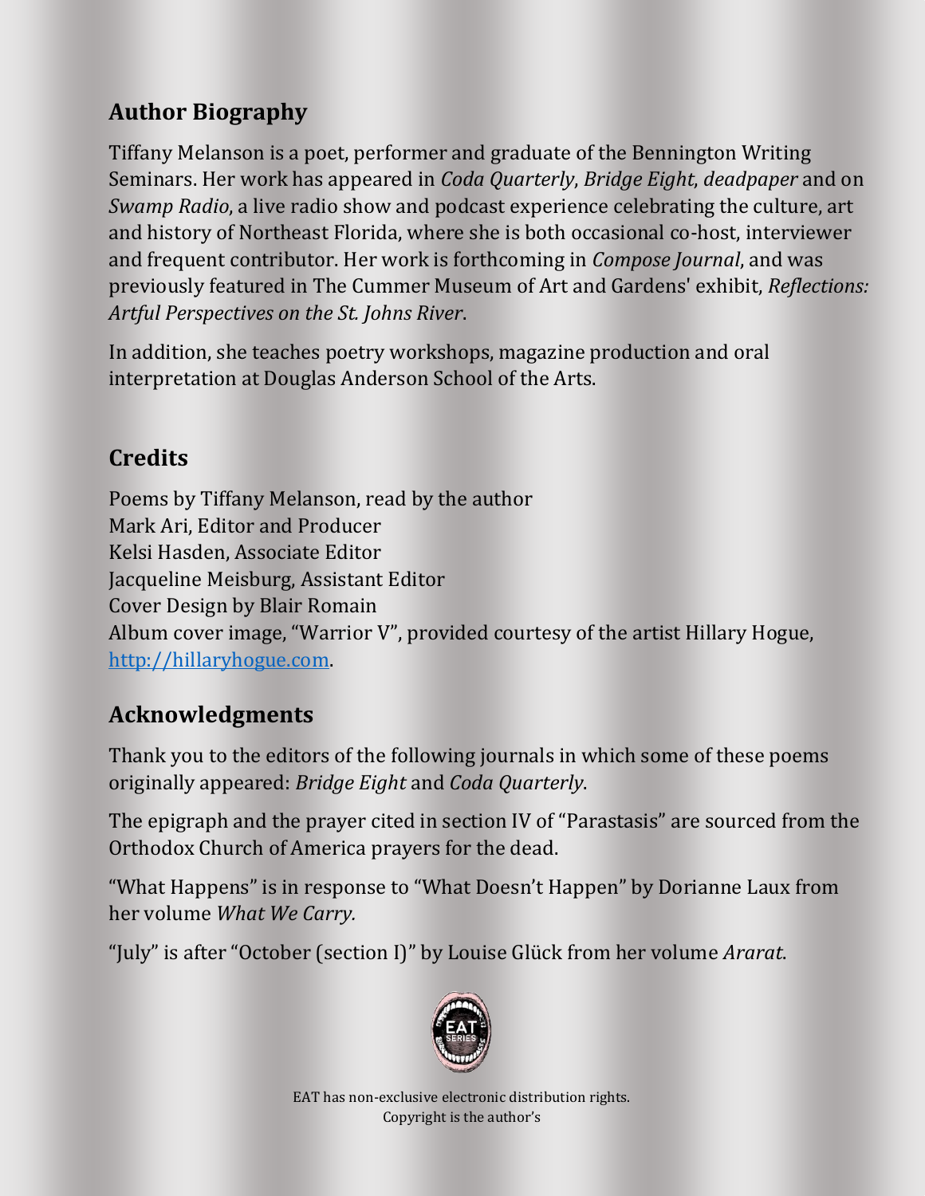## Author Biography

Tiffany Melanson is a poet, performer and graduate of the Bennington Writing Seminars. Her work has appeared in *Coda Quarterly*, *Bridge Eight*, *deadpaper* and on *Swamp Radio*, a live radio show and podcast experience celebrating the culture, art and history of Northeast Florida, where she is both occasional co-host, interviewer and frequent contributor. Her work is forthcoming in *Compose Journal*, and was previously featured in The Cummer Museum of Art and Gardens' exhibit, *Reflections: Artful Perspectives on the St. Johns River*.

In addition, she teaches poetry workshops, magazine production and oral interpretation at Douglas Anderson School of the Arts.

## Credits

Poems by Tiffany Melanson, read by the author
Mark Ari, Editor and Producer
Kelsi Hasden, Associate Editor
Jacqueline Meisburg, Assistant Editor
Cover Design by Blair Romain
Album cover image, "Warrior V", provided courtesy of the artist Hillary Hogue, [http://hillaryhogue.com](http://hillaryhogue.com).

## Acknowledgments

Thank you to the editors of the following journals in which some of these poems originally appeared: *Bridge Eight* and *Coda Quarterly*.

The epigraph and the prayer cited in section IV of "Parastasis" are sourced from the Orthodox Church of America prayers for the dead.

"What Happens" is in response to "What Doesn't Happen" by Dorianne Laux from her volume *What We Carry.*

"July" is after "October (section I)" by Louise Glück from her volume *Ararat*.

EAT has non-exclusive electronic distribution rights.
Copyright is the author's